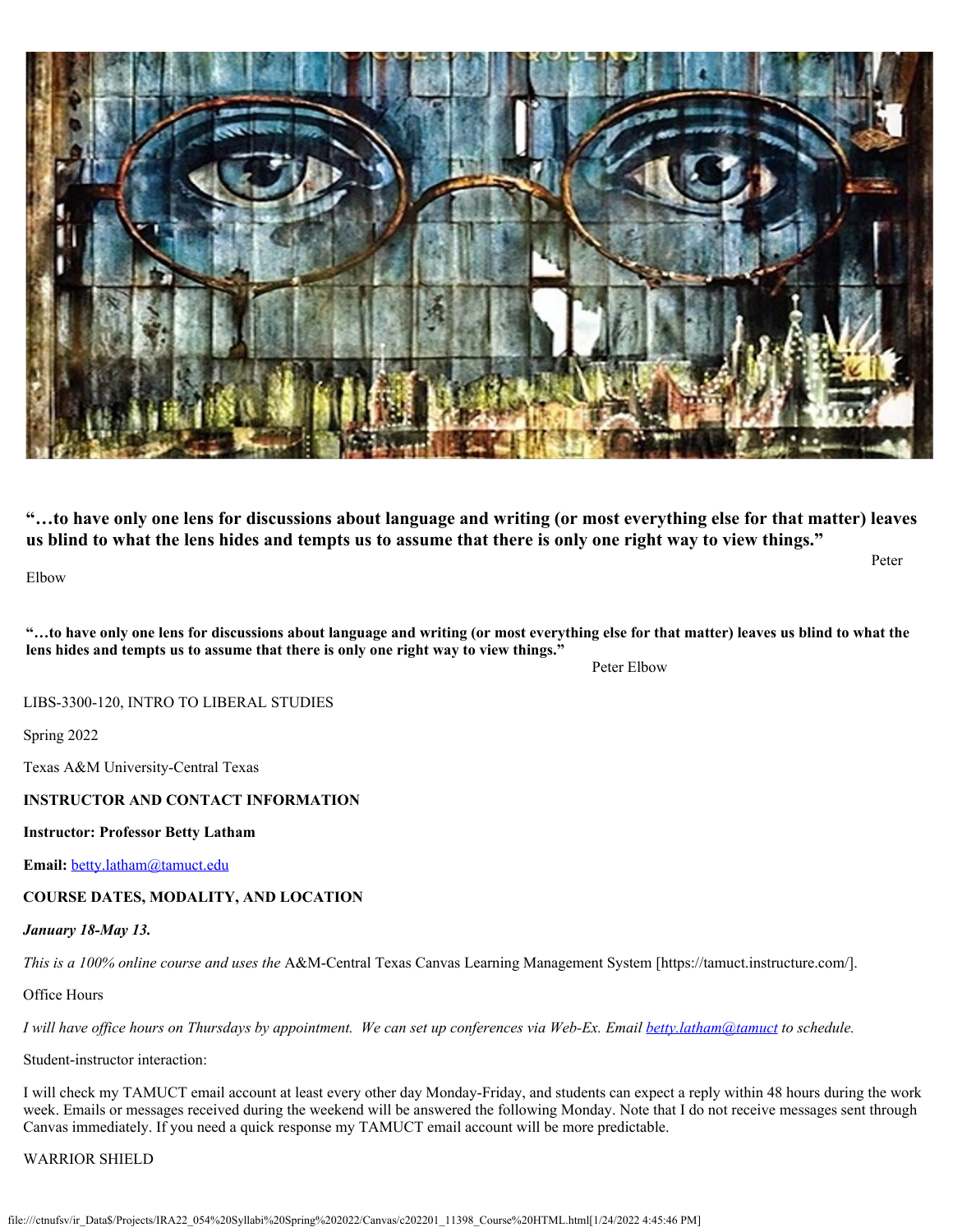**"…to have only one lens for discussions about language and writing (or most everything else for that matter) leaves us blind to what the lens hides and tempts us to assume that there is only one right way to view things."**

Peter Elbow

**"…to have only one lens for discussions about language and writing (or most everything else for that matter) leaves us blind to what the lens hides and tempts us to assume that there is only one right way to view things."**

Peter Elbow

LIBS-3300-120, INTRO TO LIBERAL STUDIES

Spring 2022

Texas A&M University-Central Texas

**INSTRUCTOR AND CONTACT INFORMATION**

**Instructor: Professor Betty Latham**

**Email:** betty.latham@tamuct.edu

**COURSE DATES, MODALITY, AND LOCATION**

***January 18-May 13.***

*This is a 100% online course and uses the* A&M-Central Texas Canvas Learning Management System [https://tamuct.instructure.com/].

Office Hours

*I will have office hours on Thursdays by appointment. We can set up conferences via Web-Ex. Email betty.latham@tamuct to schedule.*

Student-instructor interaction:

I will check my TAMUCT email account at least every other day Monday-Friday, and students can expect a reply within 48 hours during the work week. Emails or messages received during the weekend will be answered the following Monday. Note that I do not receive messages sent through Canvas immediately. If you need a quick response my TAMUCT email account will be more predictable.

WARRIOR SHIELD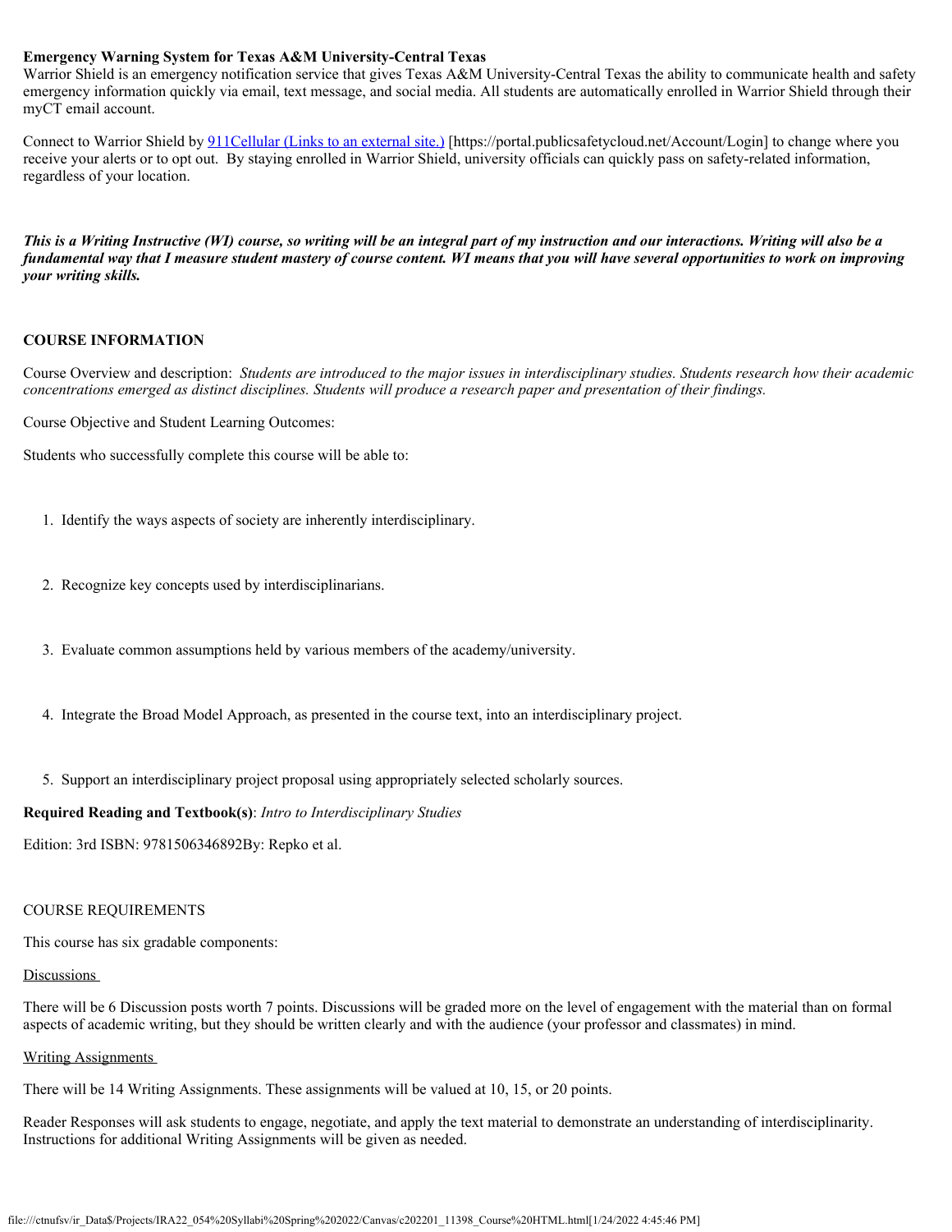**Emergency Warning System for Texas A&M University-Central Texas**
Warrior Shield is an emergency notification service that gives Texas A&M University-Central Texas the ability to communicate health and safety emergency information quickly via email, text message, and social media. All students are automatically enrolled in Warrior Shield through their myCT email account.

Connect to Warrior Shield by 911Cellular (Links to an external site.) [https://portal.publicsafetycloud.net/Account/Login] to change where you receive your alerts or to opt out. By staying enrolled in Warrior Shield, university officials can quickly pass on safety-related information, regardless of your location.

***This is a Writing Instructive (WI) course, so writing will be an integral part of my instruction and our interactions. Writing will also be a fundamental way that I measure student mastery of course content. WI means that you will have several opportunities to work on improving your writing skills.***

**COURSE INFORMATION**

Course Overview and description: *Students are introduced to the major issues in interdisciplinary studies. Students research how their academic concentrations emerged as distinct disciplines. Students will produce a research paper and presentation of their findings.*

Course Objective and Student Learning Outcomes:

Students who successfully complete this course will be able to:

1. Identify the ways aspects of society are inherently interdisciplinary.
2. Recognize key concepts used by interdisciplinarians.
3. Evaluate common assumptions held by various members of the academy/university.
4. Integrate the Broad Model Approach, as presented in the course text, into an interdisciplinary project.
5. Support an interdisciplinary project proposal using appropriately selected scholarly sources.

**Required Reading and Textbook(s)**: *Intro to Interdisciplinary Studies*

Edition: 3rd ISBN: 9781506346892By: Repko et al.

COURSE REQUIREMENTS

This course has six gradable components:

Discussions

There will be 6 Discussion posts worth 7 points. Discussions will be graded more on the level of engagement with the material than on formal aspects of academic writing, but they should be written clearly and with the audience (your professor and classmates) in mind.

Writing Assignments

There will be 14 Writing Assignments. These assignments will be valued at 10, 15, or 20 points.

Reader Responses will ask students to engage, negotiate, and apply the text material to demonstrate an understanding of interdisciplinarity. Instructions for additional Writing Assignments will be given as needed.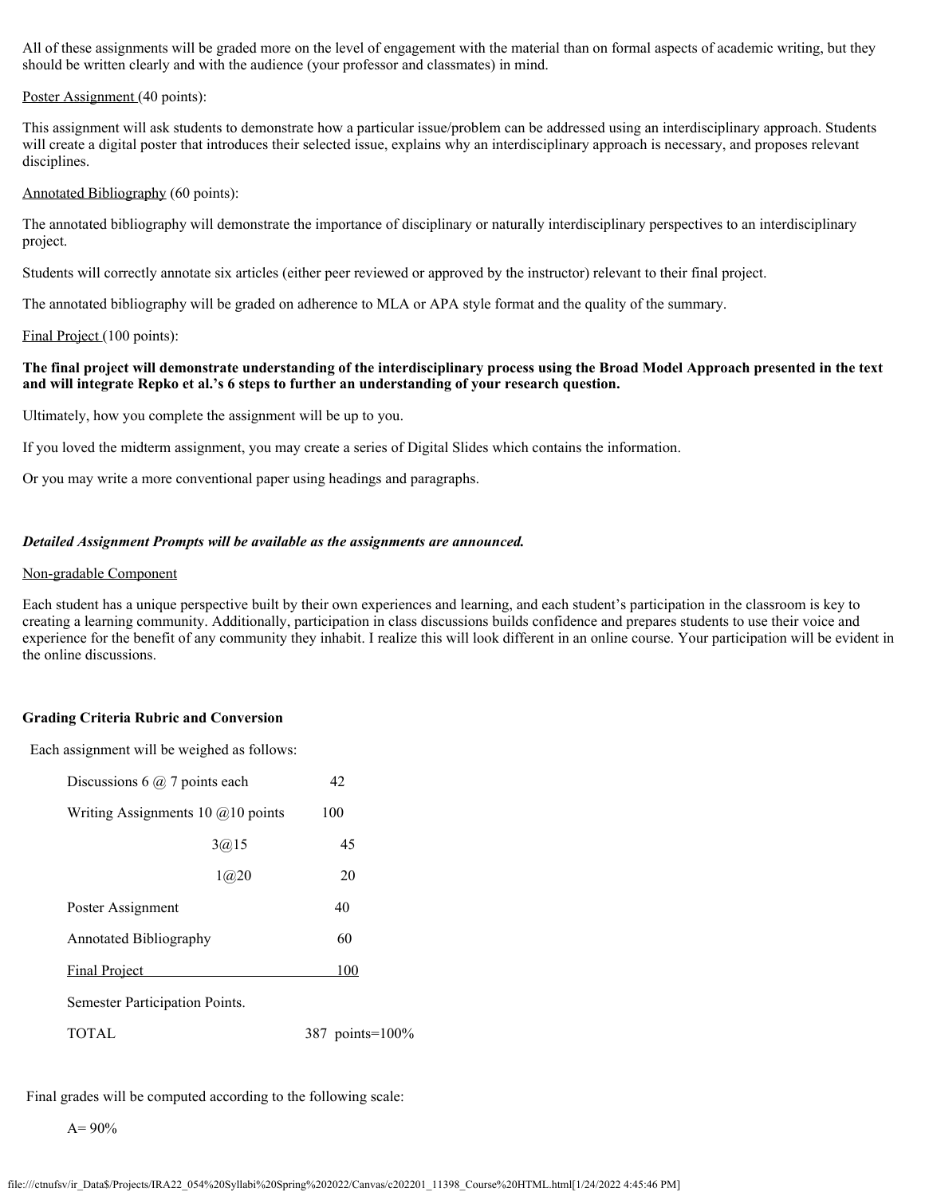All of these assignments will be graded more on the level of engagement with the material than on formal aspects of academic writing, but they should be written clearly and with the audience (your professor and classmates) in mind.

Poster Assignment (40 points):

This assignment will ask students to demonstrate how a particular issue/problem can be addressed using an interdisciplinary approach. Students will create a digital poster that introduces their selected issue, explains why an interdisciplinary approach is necessary, and proposes relevant disciplines.

Annotated Bibliography (60 points):

The annotated bibliography will demonstrate the importance of disciplinary or naturally interdisciplinary perspectives to an interdisciplinary project.

Students will correctly annotate six articles (either peer reviewed or approved by the instructor) relevant to their final project.

The annotated bibliography will be graded on adherence to MLA or APA style format and the quality of the summary.

Final Project (100 points):

**The final project will demonstrate understanding of the interdisciplinary process using the Broad Model Approach presented in the text and will integrate Repko et al.'s 6 steps to further an understanding of your research question.**

Ultimately, how you complete the assignment will be up to you.

If you loved the midterm assignment, you may create a series of Digital Slides which contains the information.

Or you may write a more conventional paper using headings and paragraphs.

***Detailed Assignment Prompts will be available as the assignments are announced.***

Non-gradable Component

Each student has a unique perspective built by their own experiences and learning, and each student's participation in the classroom is key to creating a learning community. Additionally, participation in class discussions builds confidence and prepares students to use their voice and experience for the benefit of any community they inhabit. I realize this will look different in an online course. Your participation will be evident in the online discussions.

**Grading Criteria Rubric and Conversion**

Each assignment will be weighed as follows:

| Assignment | Points |
|---|---|
| Discussions 6 @ 7 points each | 42 |
| Writing Assignments 10 @10 points | 100 |
| 3@15 | 45 |
| 1@20 | 20 |
| Poster Assignment | 40 |
| Annotated Bibliography | 60 |
| Final Project | 100 |
| Semester Participation Points. | |
| TOTAL | 387 points=100% |

Final grades will be computed according to the following scale:

A= 90%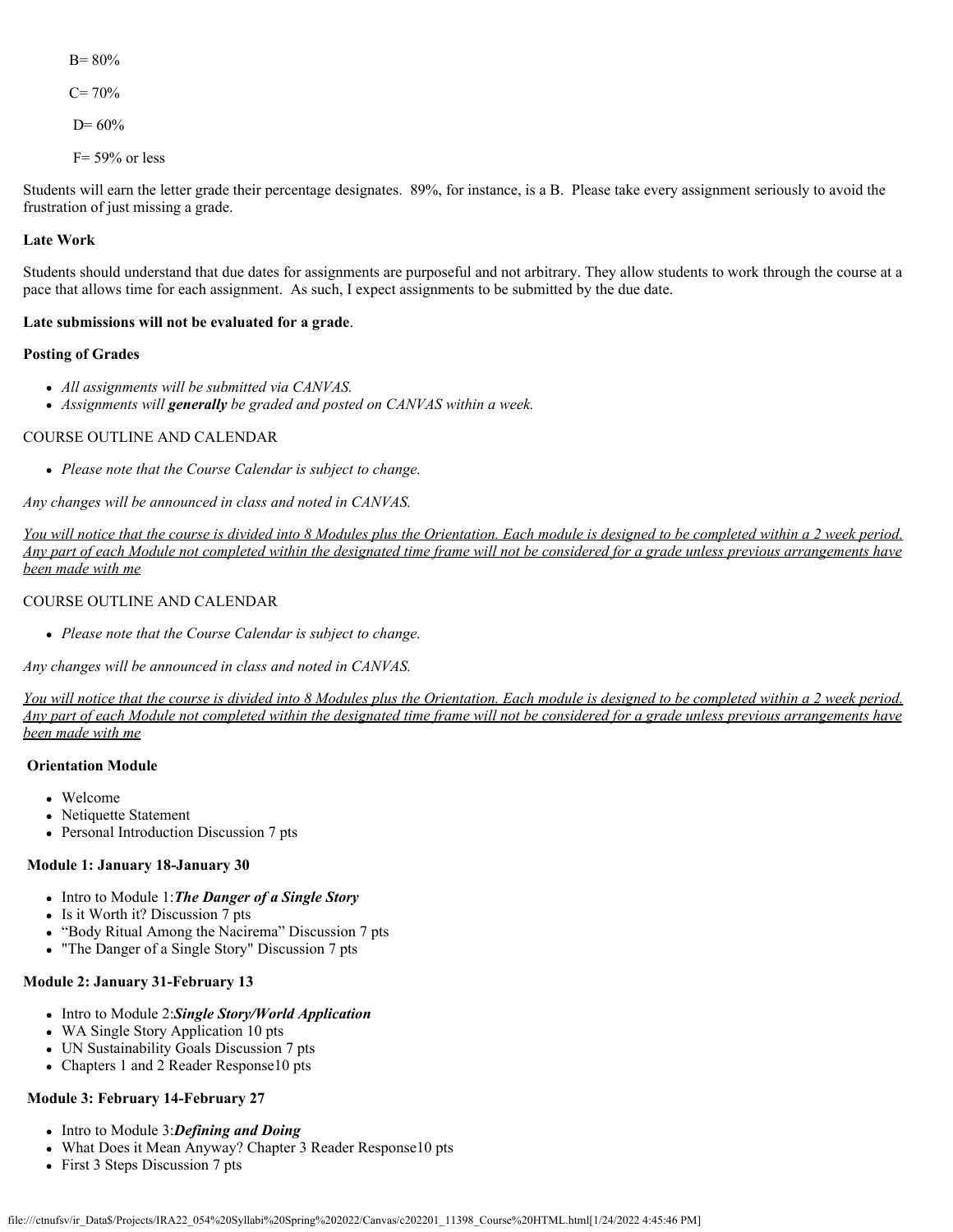B= 80%

C= 70%

D= 60%

F= 59% or less

Students will earn the letter grade their percentage designates. 89%, for instance, is a B. Please take every assignment seriously to avoid the frustration of just missing a grade.

**Late Work**

Students should understand that due dates for assignments are purposeful and not arbitrary. They allow students to work through the course at a pace that allows time for each assignment. As such, I expect assignments to be submitted by the due date.

**Late submissions will not be evaluated for a grade**.

**Posting of Grades**

- *All assignments will be submitted via CANVAS.*
- *Assignments will **generally** be graded and posted on CANVAS within a week.*

COURSE OUTLINE AND CALENDAR

- *Please note that the Course Calendar is subject to change.*

*Any changes will be announced in class and noted in CANVAS.*

*You will notice that the course is divided into 8 Modules plus the Orientation. Each module is designed to be completed within a 2 week period. Any part of each Module not completed within the designated time frame will not be considered for a grade unless previous arrangements have been made with me*

COURSE OUTLINE AND CALENDAR

- *Please note that the Course Calendar is subject to change.*

*Any changes will be announced in class and noted in CANVAS.*

*You will notice that the course is divided into 8 Modules plus the Orientation. Each module is designed to be completed within a 2 week period. Any part of each Module not completed within the designated time frame will not be considered for a grade unless previous arrangements have been made with me*

**Orientation Module**

- Welcome
- Netiquette Statement
- Personal Introduction Discussion 7 pts

**Module 1: January 18-January 30**

- Intro to Module 1:***The Danger of a Single Story***
- Is it Worth it? Discussion 7 pts
- "Body Ritual Among the Nacirema" Discussion 7 pts
- "The Danger of a Single Story" Discussion 7 pts

**Module 2: January 31-February 13**

- Intro to Module 2:***Single Story/World Application***
- WA Single Story Application 10 pts
- UN Sustainability Goals Discussion 7 pts
- Chapters 1 and 2 Reader Response10 pts

**Module 3: February 14-February 27**

- Intro to Module 3:***Defining and Doing***
- What Does it Mean Anyway? Chapter 3 Reader Response10 pts
- First 3 Steps Discussion 7 pts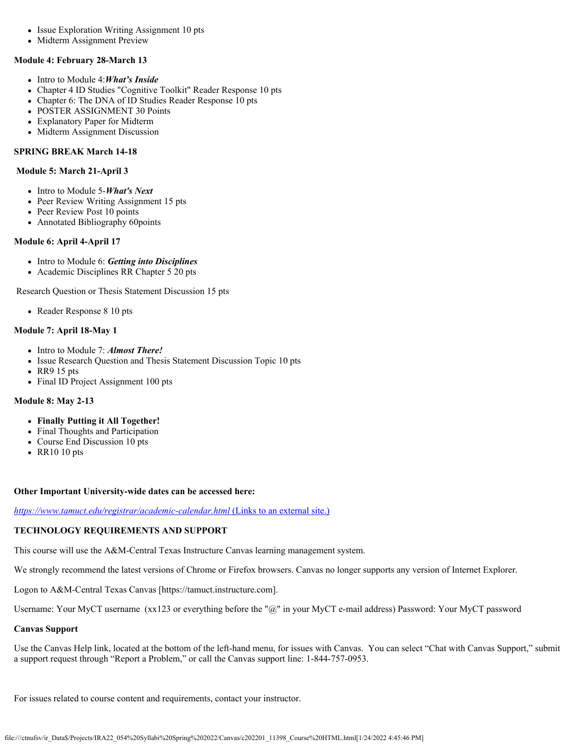- Issue Exploration Writing Assignment 10 pts
- Midterm Assignment Preview

**Module 4: February 28-March 13**

- Intro to Module 4:***What's Inside***
- Chapter 4 ID Studies "Cognitive Toolkit" Reader Response 10 pts
- Chapter 6: The DNA of ID Studies Reader Response 10 pts
- POSTER ASSIGNMENT 30 Points
- Explanatory Paper for Midterm
- Midterm Assignment Discussion

**SPRING BREAK March 14-18**

**Module 5: March 21-April 3**

- Intro to Module 5-***What's Next***
- Peer Review Writing Assignment 15 pts
- Peer Review Post 10 points
- Annotated Bibliography 60points

**Module 6: April 4-April 17**

- Intro to Module 6: ***Getting into Disciplines***
- Academic Disciplines RR Chapter 5 20 pts

Research Question or Thesis Statement Discussion 15 pts

- Reader Response 8 10 pts

**Module 7: April 18-May 1**

- Intro to Module 7: ***Almost There!***
- Issue Research Question and Thesis Statement Discussion Topic 10 pts
- RR9 15 pts
- Final ID Project Assignment 100 pts

**Module 8: May 2-13**

- **Finally Putting it All Together!**
- Final Thoughts and Participation
- Course End Discussion 10 pts
- RR10 10 pts

**Other Important University-wide dates can be accessed here:**

*https://www.tamuct.edu/registrar/academic-calendar.html* (Links to an external site.)

**TECHNOLOGY REQUIREMENTS AND SUPPORT**

This course will use the A&M-Central Texas Instructure Canvas learning management system.

We strongly recommend the latest versions of Chrome or Firefox browsers. Canvas no longer supports any version of Internet Explorer.

Logon to A&M-Central Texas Canvas [https://tamuct.instructure.com].

Username: Your MyCT username (xx123 or everything before the "@" in your MyCT e-mail address) Password: Your MyCT password

**Canvas Support**

Use the Canvas Help link, located at the bottom of the left-hand menu, for issues with Canvas. You can select "Chat with Canvas Support," submit a support request through "Report a Problem," or call the Canvas support line: 1-844-757-0953.

For issues related to course content and requirements, contact your instructor.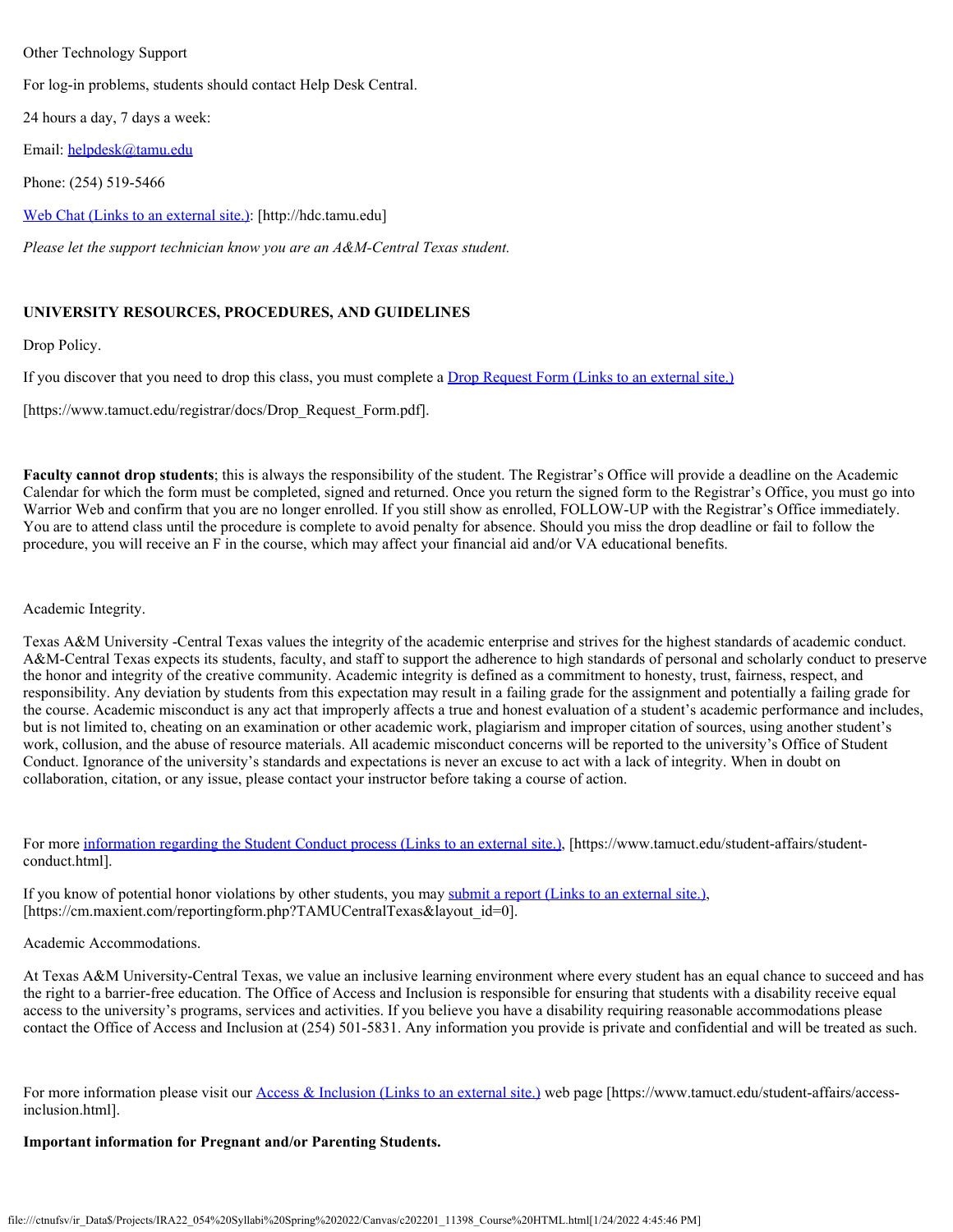Other Technology Support

For log-in problems, students should contact Help Desk Central.

24 hours a day, 7 days a week:

Email: helpdesk@tamu.edu

Phone: (254) 519-5466

Web Chat (Links to an external site.): [http://hdc.tamu.edu]

*Please let the support technician know you are an A&M-Central Texas student.*

**UNIVERSITY RESOURCES, PROCEDURES, AND GUIDELINES**

Drop Policy.

If you discover that you need to drop this class, you must complete a Drop Request Form (Links to an external site.)

[https://www.tamuct.edu/registrar/docs/Drop_Request_Form.pdf].

**Faculty cannot drop students**; this is always the responsibility of the student. The Registrar's Office will provide a deadline on the Academic Calendar for which the form must be completed, signed and returned. Once you return the signed form to the Registrar's Office, you must go into Warrior Web and confirm that you are no longer enrolled. If you still show as enrolled, FOLLOW-UP with the Registrar's Office immediately. You are to attend class until the procedure is complete to avoid penalty for absence. Should you miss the drop deadline or fail to follow the procedure, you will receive an F in the course, which may affect your financial aid and/or VA educational benefits.

Academic Integrity.

Texas A&M University -Central Texas values the integrity of the academic enterprise and strives for the highest standards of academic conduct. A&M-Central Texas expects its students, faculty, and staff to support the adherence to high standards of personal and scholarly conduct to preserve the honor and integrity of the creative community. Academic integrity is defined as a commitment to honesty, trust, fairness, respect, and responsibility. Any deviation by students from this expectation may result in a failing grade for the assignment and potentially a failing grade for the course. Academic misconduct is any act that improperly affects a true and honest evaluation of a student's academic performance and includes, but is not limited to, cheating on an examination or other academic work, plagiarism and improper citation of sources, using another student's work, collusion, and the abuse of resource materials. All academic misconduct concerns will be reported to the university's Office of Student Conduct. Ignorance of the university's standards and expectations is never an excuse to act with a lack of integrity. When in doubt on collaboration, citation, or any issue, please contact your instructor before taking a course of action.

For more information regarding the Student Conduct process (Links to an external site.), [https://www.tamuct.edu/student-affairs/student-conduct.html].

If you know of potential honor violations by other students, you may submit a report (Links to an external site.), [https://cm.maxient.com/reportingform.php?TAMUCentralTexas&layout_id=0].

Academic Accommodations.

At Texas A&M University-Central Texas, we value an inclusive learning environment where every student has an equal chance to succeed and has the right to a barrier-free education. The Office of Access and Inclusion is responsible for ensuring that students with a disability receive equal access to the university's programs, services and activities. If you believe you have a disability requiring reasonable accommodations please contact the Office of Access and Inclusion at (254) 501-5831. Any information you provide is private and confidential and will be treated as such.

For more information please visit our Access & Inclusion (Links to an external site.) web page [https://www.tamuct.edu/student-affairs/access-inclusion.html].

**Important information for Pregnant and/or Parenting Students.**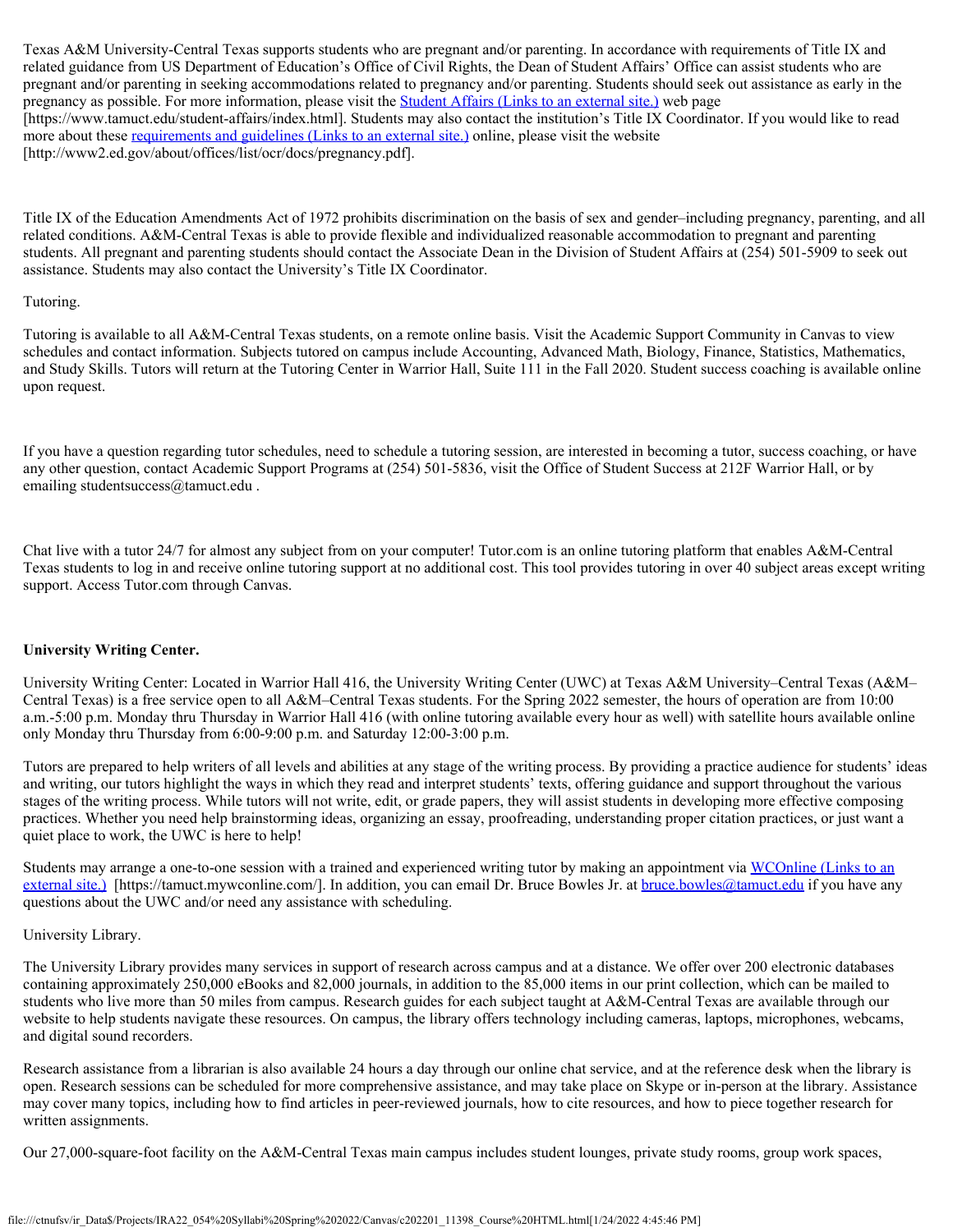Texas A&M University-Central Texas supports students who are pregnant and/or parenting. In accordance with requirements of Title IX and related guidance from US Department of Education's Office of Civil Rights, the Dean of Student Affairs' Office can assist students who are pregnant and/or parenting in seeking accommodations related to pregnancy and/or parenting. Students should seek out assistance as early in the pregnancy as possible. For more information, please visit the Student Affairs (Links to an external site.) web page [https://www.tamuct.edu/student-affairs/index.html]. Students may also contact the institution's Title IX Coordinator. If you would like to read more about these requirements and guidelines (Links to an external site.) online, please visit the website [http://www2.ed.gov/about/offices/list/ocr/docs/pregnancy.pdf].

Title IX of the Education Amendments Act of 1972 prohibits discrimination on the basis of sex and gender–including pregnancy, parenting, and all related conditions. A&M-Central Texas is able to provide flexible and individualized reasonable accommodation to pregnant and parenting students. All pregnant and parenting students should contact the Associate Dean in the Division of Student Affairs at (254) 501-5909 to seek out assistance. Students may also contact the University's Title IX Coordinator.

Tutoring.

Tutoring is available to all A&M-Central Texas students, on a remote online basis. Visit the Academic Support Community in Canvas to view schedules and contact information. Subjects tutored on campus include Accounting, Advanced Math, Biology, Finance, Statistics, Mathematics, and Study Skills. Tutors will return at the Tutoring Center in Warrior Hall, Suite 111 in the Fall 2020. Student success coaching is available online upon request.

If you have a question regarding tutor schedules, need to schedule a tutoring session, are interested in becoming a tutor, success coaching, or have any other question, contact Academic Support Programs at (254) 501-5836, visit the Office of Student Success at 212F Warrior Hall, or by emailing studentsuccess@tamuct.edu .

Chat live with a tutor 24/7 for almost any subject from on your computer! Tutor.com is an online tutoring platform that enables A&M-Central Texas students to log in and receive online tutoring support at no additional cost. This tool provides tutoring in over 40 subject areas except writing support. Access Tutor.com through Canvas.

**University Writing Center.**

University Writing Center: Located in Warrior Hall 416, the University Writing Center (UWC) at Texas A&M University–Central Texas (A&M–Central Texas) is a free service open to all A&M–Central Texas students. For the Spring 2022 semester, the hours of operation are from 10:00 a.m.-5:00 p.m. Monday thru Thursday in Warrior Hall 416 (with online tutoring available every hour as well) with satellite hours available online only Monday thru Thursday from 6:00-9:00 p.m. and Saturday 12:00-3:00 p.m.

Tutors are prepared to help writers of all levels and abilities at any stage of the writing process. By providing a practice audience for students' ideas and writing, our tutors highlight the ways in which they read and interpret students' texts, offering guidance and support throughout the various stages of the writing process. While tutors will not write, edit, or grade papers, they will assist students in developing more effective composing practices. Whether you need help brainstorming ideas, organizing an essay, proofreading, understanding proper citation practices, or just want a quiet place to work, the UWC is here to help!

Students may arrange a one-to-one session with a trained and experienced writing tutor by making an appointment via WCOnline (Links to an external site.) [https://tamuct.mywconline.com/]. In addition, you can email Dr. Bruce Bowles Jr. at bruce.bowles@tamuct.edu if you have any questions about the UWC and/or need any assistance with scheduling.

University Library.

The University Library provides many services in support of research across campus and at a distance. We offer over 200 electronic databases containing approximately 250,000 eBooks and 82,000 journals, in addition to the 85,000 items in our print collection, which can be mailed to students who live more than 50 miles from campus. Research guides for each subject taught at A&M-Central Texas are available through our website to help students navigate these resources. On campus, the library offers technology including cameras, laptops, microphones, webcams, and digital sound recorders.

Research assistance from a librarian is also available 24 hours a day through our online chat service, and at the reference desk when the library is open. Research sessions can be scheduled for more comprehensive assistance, and may take place on Skype or in-person at the library. Assistance may cover many topics, including how to find articles in peer-reviewed journals, how to cite resources, and how to piece together research for written assignments.

Our 27,000-square-foot facility on the A&M-Central Texas main campus includes student lounges, private study rooms, group work spaces,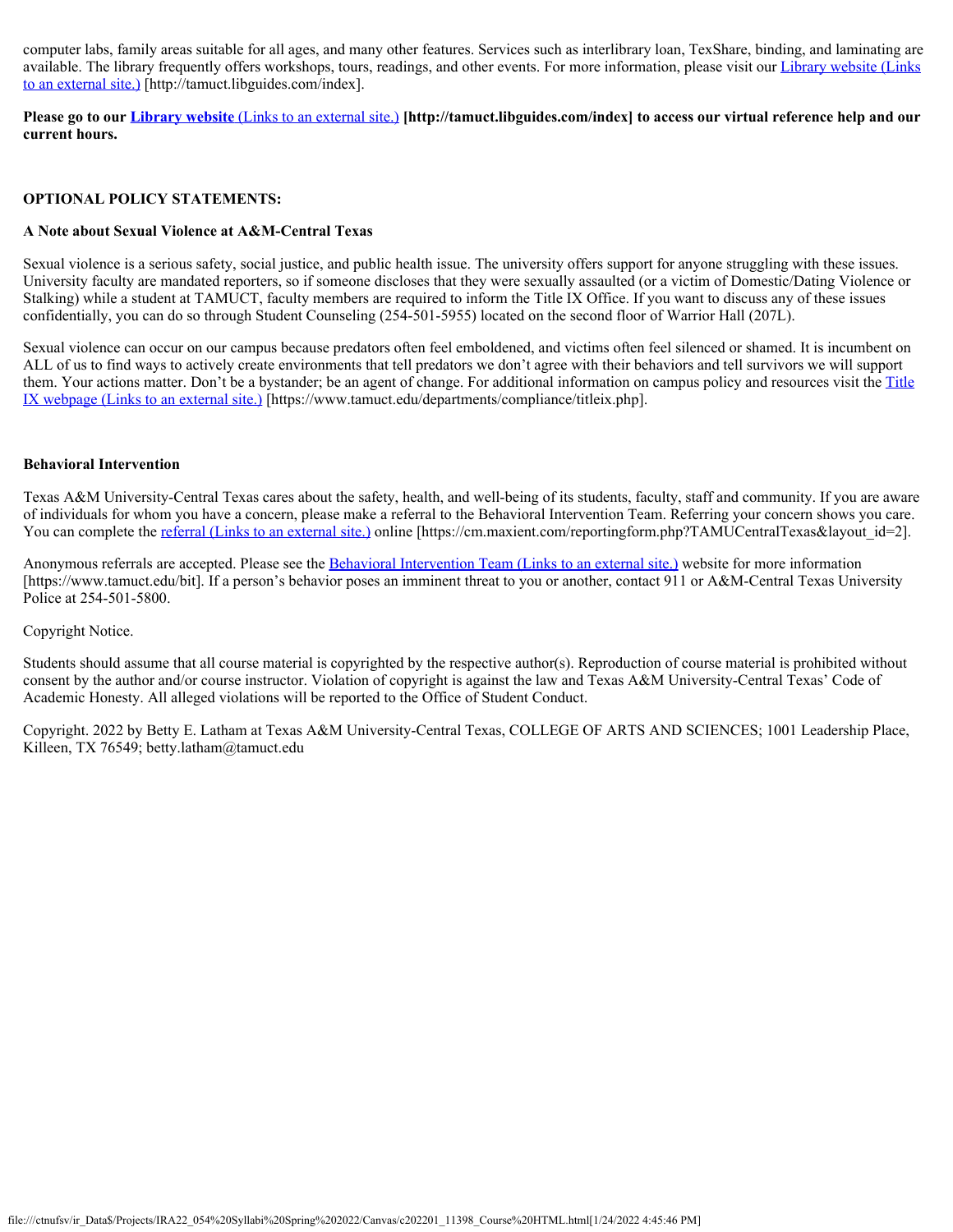computer labs, family areas suitable for all ages, and many other features. Services such as interlibrary loan, TexShare, binding, and laminating are available. The library frequently offers workshops, tours, readings, and other events. For more information, please visit our Library website (Links to an external site.) [http://tamuct.libguides.com/index].

**Please go to our Library website (Links to an external site.) [http://tamuct.libguides.com/index] to access our virtual reference help and our current hours.**

**OPTIONAL POLICY STATEMENTS:**

**A Note about Sexual Violence at A&M-Central Texas**

Sexual violence is a serious safety, social justice, and public health issue. The university offers support for anyone struggling with these issues. University faculty are mandated reporters, so if someone discloses that they were sexually assaulted (or a victim of Domestic/Dating Violence or Stalking) while a student at TAMUCT, faculty members are required to inform the Title IX Office. If you want to discuss any of these issues confidentially, you can do so through Student Counseling (254-501-5955) located on the second floor of Warrior Hall (207L).

Sexual violence can occur on our campus because predators often feel emboldened, and victims often feel silenced or shamed. It is incumbent on ALL of us to find ways to actively create environments that tell predators we don't agree with their behaviors and tell survivors we will support them. Your actions matter. Don't be a bystander; be an agent of change. For additional information on campus policy and resources visit the Title IX webpage (Links to an external site.) [https://www.tamuct.edu/departments/compliance/titleix.php].

**Behavioral Intervention**

Texas A&M University-Central Texas cares about the safety, health, and well-being of its students, faculty, staff and community. If you are aware of individuals for whom you have a concern, please make a referral to the Behavioral Intervention Team. Referring your concern shows you care. You can complete the referral (Links to an external site.) online [https://cm.maxient.com/reportingform.php?TAMUCentralTexas&layout_id=2].

Anonymous referrals are accepted. Please see the Behavioral Intervention Team (Links to an external site.) website for more information [https://www.tamuct.edu/bit]. If a person's behavior poses an imminent threat to you or another, contact 911 or A&M-Central Texas University Police at 254-501-5800.

Copyright Notice.

Students should assume that all course material is copyrighted by the respective author(s). Reproduction of course material is prohibited without consent by the author and/or course instructor. Violation of copyright is against the law and Texas A&M University-Central Texas' Code of Academic Honesty. All alleged violations will be reported to the Office of Student Conduct.

Copyright. 2022 by Betty E. Latham at Texas A&M University-Central Texas, COLLEGE OF ARTS AND SCIENCES; 1001 Leadership Place, Killeen, TX 76549; betty.latham@tamuct.edu